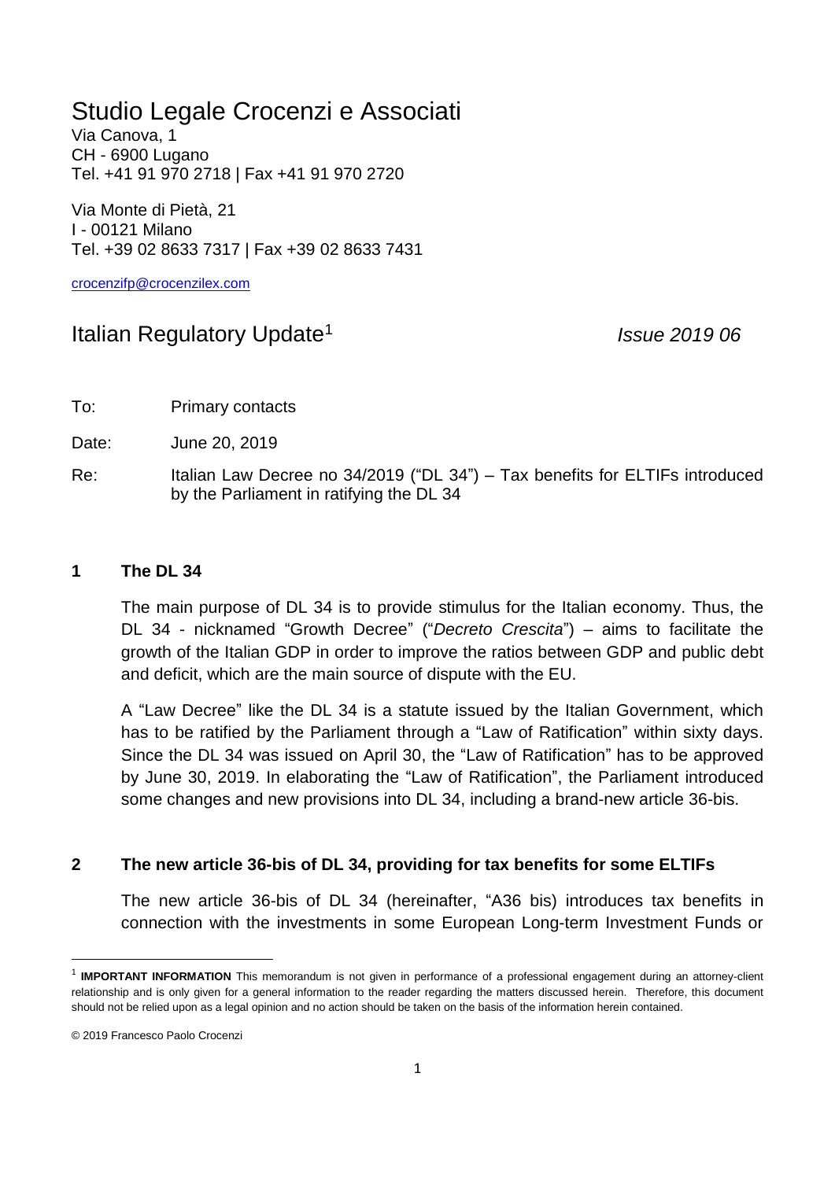# Studio Legale Crocenzi e Associati

Via Canova, 1
CH - 6900 Lugano
Tel. +41 91 970 2718 | Fax +41 91 970 2720

Via Monte di Pietà, 21
I - 00121 Milano
Tel. +39 02 8633 7317 | Fax +39 02 8633 7431

crocenzifp@crocenzilex.com

## Italian Regulatory Update[1]

*Issue 2019 06*

To: Primary contacts

Date: June 20, 2019

Re: Italian Law Decree no 34/2019 ("DL 34") – Tax benefits for ELTIFs introduced by the Parliament in ratifying the DL 34

### 1 The DL 34

The main purpose of DL 34 is to provide stimulus for the Italian economy. Thus, the DL 34 - nicknamed "Growth Decree" ("*Decreto Crescita*") – aims to facilitate the growth of the Italian GDP in order to improve the ratios between GDP and public debt and deficit, which are the main source of dispute with the EU.

A "Law Decree" like the DL 34 is a statute issued by the Italian Government, which has to be ratified by the Parliament through a "Law of Ratification" within sixty days. Since the DL 34 was issued on April 30, the "Law of Ratification" has to be approved by June 30, 2019. In elaborating the "Law of Ratification", the Parliament introduced some changes and new provisions into DL 34, including a brand-new article 36-bis.

### 2 The new article 36-bis of DL 34, providing for tax benefits for some ELTIFs

The new article 36-bis of DL 34 (hereinafter, "A36 bis) introduces tax benefits in connection with the investments in some European Long-term Investment Funds or

[1] **IMPORTANT INFORMATION** This memorandum is not given in performance of a professional engagement during an attorney-client relationship and is only given for a general information to the reader regarding the matters discussed herein. Therefore, this document should not be relied upon as a legal opinion and no action should be taken on the basis of the information herein contained.

© 2019 Francesco Paolo Crocenzi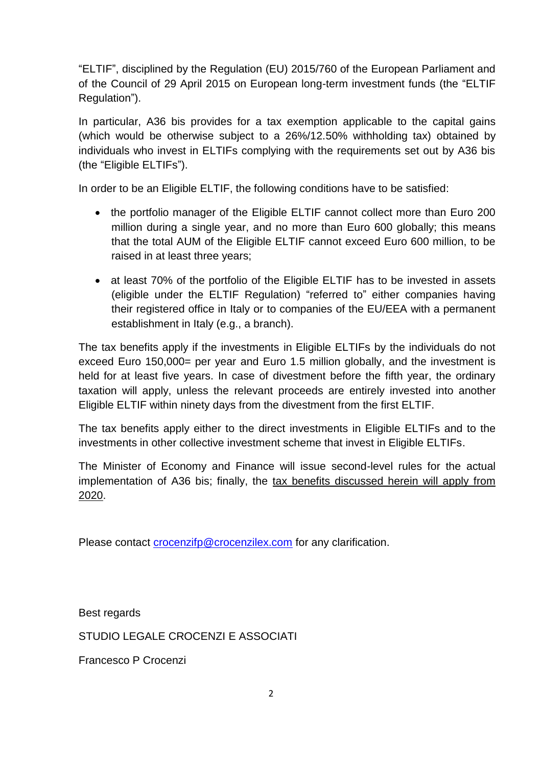"ELTIF", disciplined by the Regulation (EU) 2015/760 of the European Parliament and of the Council of 29 April 2015 on European long-term investment funds (the "ELTIF Regulation").

In particular, A36 bis provides for a tax exemption applicable to the capital gains (which would be otherwise subject to a 26%/12.50% withholding tax) obtained by individuals who invest in ELTIFs complying with the requirements set out by A36 bis (the "Eligible ELTIFs").

In order to be an Eligible ELTIF, the following conditions have to be satisfied:

- the portfolio manager of the Eligible ELTIF cannot collect more than Euro 200 million during a single year, and no more than Euro 600 globally; this means that the total AUM of the Eligible ELTIF cannot exceed Euro 600 million, to be raised in at least three years;
- at least 70% of the portfolio of the Eligible ELTIF has to be invested in assets (eligible under the ELTIF Regulation) "referred to" either companies having their registered office in Italy or to companies of the EU/EEA with a permanent establishment in Italy (e.g., a branch).

The tax benefits apply if the investments in Eligible ELTIFs by the individuals do not exceed Euro 150,000= per year and Euro 1.5 million globally, and the investment is held for at least five years. In case of divestment before the fifth year, the ordinary taxation will apply, unless the relevant proceeds are entirely invested into another Eligible ELTIF within ninety days from the divestment from the first ELTIF.

The tax benefits apply either to the direct investments in Eligible ELTIFs and to the investments in other collective investment scheme that invest in Eligible ELTIFs.

The Minister of Economy and Finance will issue second-level rules for the actual implementation of A36 bis; finally, the tax benefits discussed herein will apply from 2020.

Please contact crocenzifp@crocenzilex.com for any clarification.

Best regards

STUDIO LEGALE CROCENZI E ASSOCIATI

Francesco P Crocenzi